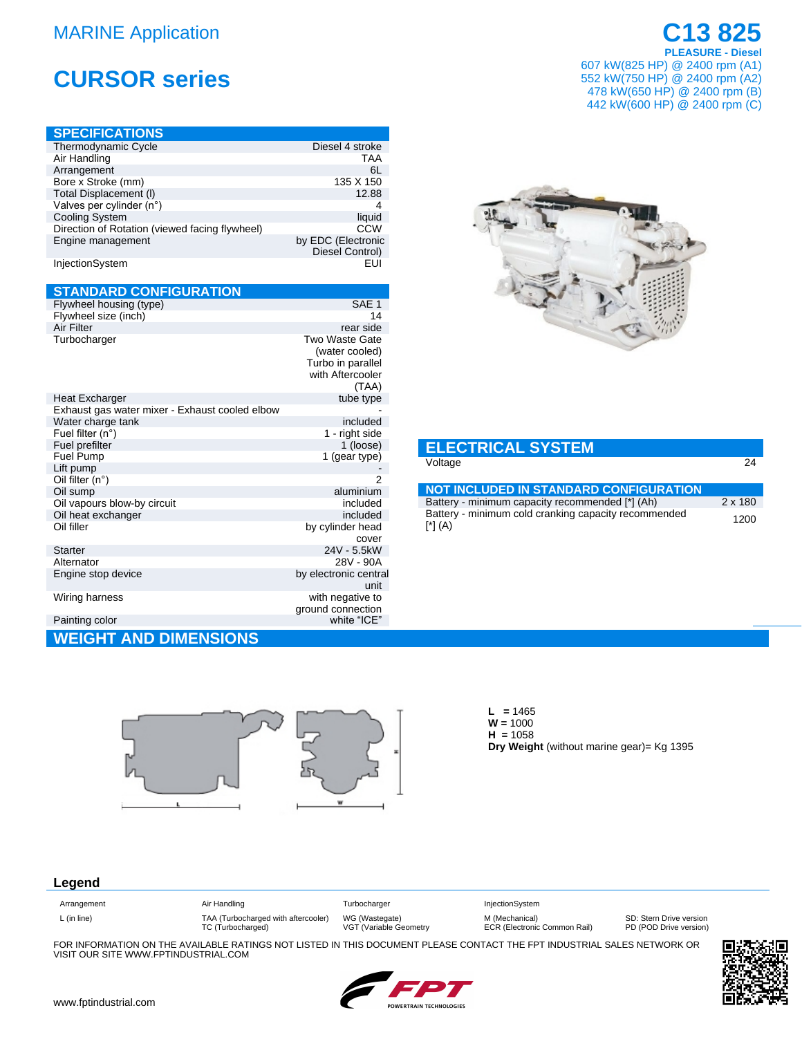MARINE Application

# CURSOR series

## C13 825

**PLEASURE - Diesel**

607 kW(825 HP) @ 2400 rpm (A1)
552 kW(750 HP) @ 2400 rpm (A2)
478 kW(650 HP) @ 2400 rpm (B)
442 kW(600 HP) @ 2400 rpm (C)

## SPECIFICATIONS

| | |
|---|---|
| Thermodynamic Cycle | Diesel 4 stroke |
| Air Handling | TAA |
| Arrangement | 6L |
| Bore x Stroke (mm) | 135 X 150 |
| Total Displacement (l) | 12.88 |
| Valves per cylinder (n°) | 4 |
| Cooling System | liquid |
| Direction of Rotation (viewed facing flywheel) | CCW |
| Engine management | by EDC (Electronic Diesel Control) |
| InjectionSystem | EUI |

## STANDARD CONFIGURATION

| | |
|---|---|
| Flywheel housing (type) | SAE 1 |
| Flywheel size (inch) | 14 |
| Air Filter | rear side |
| Turbocharger | Two Waste Gate (water cooled) Turbo in parallel with Aftercooler (TAA) |
| Heat Excharger | tube type |
| Exhaust gas water mixer - Exhaust cooled elbow | - |
| Water charge tank | included |
| Fuel filter (n°) | 1 - right side |
| Fuel prefilter | 1 (loose) |
| Fuel Pump | 1 (gear type) |
| Lift pump | - |
| Oil filter (n°) | 2 |
| Oil sump | aluminium |
| Oil vapours blow-by circuit | included |
| Oil heat exchanger | included |
| Oil filler | by cylinder head cover |
| Starter | 24V - 5.5kW |
| Alternator | 28V - 90A |
| Engine stop device | by electronic central unit |
| Wiring harness | with negative to ground connection |
| Painting color | white "ICE" |

## ELECTRICAL SYSTEM

| | |
|---|---|
| Voltage | 24 |

## NOT INCLUDED IN STANDARD CONFIGURATION

| | |
|---|---|
| Battery - minimum capacity recommended [*] (Ah) | 2 x 180 |
| Battery - minimum cold cranking capacity recommended [*] (A) | 1200 |

## WEIGHT AND DIMENSIONS

L
W
H

**L** = 1465
**W** = 1000
**H** = 1058
**Dry Weight** (without marine gear)= Kg 1395

## Legend

| Arrangement | Air Handling | Turbocharger | InjectionSystem | |
|---|---|---|---|---|
| L (in line) | TAA (Turbocharged with aftercooler)<br>TC (Turbocharged) | WG (Wastegate)<br>VGT (Variable Geometry | M (Mechanical)<br>ECR (Electronic Common Rail) | SD: Stern Drive version<br>PD (POD Drive version) |

FOR INFORMATION ON THE AVAILABLE RATINGS NOT LISTED IN THIS DOCUMENT PLEASE CONTACT THE FPT INDUSTRIAL SALES NETWORK OR VISIT OUR SITE WWW.FPTINDUSTRIAL.COM

www.fptindustrial.com

FPT POWERTRAIN TECHNOLOGIES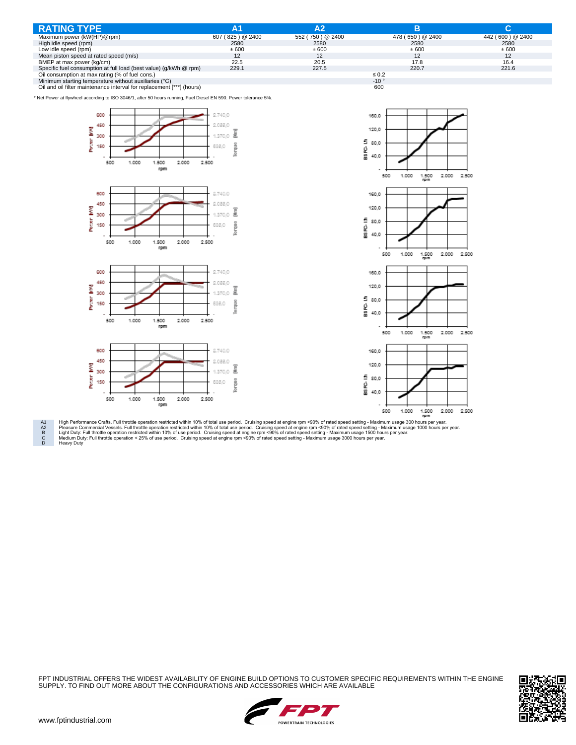| RATING TYPE | A1 | A2 | B | C |
|---|---|---|---|---|
| Maximum power (kW(HP)@rpm) | 607 ( 825 ) @ 2400 | 552 ( 750 ) @ 2400 | 478 ( 650 ) @ 2400 | 442 ( 600 ) @ 2400 |
| High idle speed (rpm) | 2580 | 2580 | 2580 | 2580 |
| Low idle speed (rpm) | ± 600 | ± 600 | ± 600 | ± 600 |
| Mean piston speed at rated speed (m/s) | 12 | 12 | 12 | 12 |
| BMEP at max power (kg/cm) | 22.5 | 20.5 | 17.8 | 16.4 |
| Specific fuel consumption at full load (best value) (g/kWh @ rpm) | 229.1 | 227.5 | 220.7 | 221.6 |
| Oil consumption at max rating (% of fuel cons.) | | | ≤ 0.2 | |
| Minimum starting temperature without auxiliaries (°C) | | | -10 ° | |
| Oil and oil filter maintenance interval for replacement [***] (hours) | | | 600 | |

* Net Power at flywheel according to ISO 3046/1, after 50 hours running, Fuel Diesel EN 590. Power tolerance 5%.

Power [kW]
600
450
300
150
500 1.000 1.500 2.000 2.500
rpm
Torque [Nm]
2.740,0
2.088,0
1.370,0
838,0

BS FC- l/h
160,0
120,0
80,0
40,0
500 1.000 1.500 2.000 2.500
rpm

| | |
|---|---|
| A1 | High Performance Crafts. Full throttle operation restricted within 10% of total use period. Cruising speed at engine rpm <90% of rated speed setting - Maximum usage 300 hours per year. |
| A2 | Pleasure Commercial Vessels. Full throttle operation restricted within 10% of total use period. Cruising speed at engine rpm <90% of rated speed setting - Maximum usage 1000 hours per year. |
| B | Light Duty: Full throttle operation restricted within 10% of use period. Cruising speed at engine rpm <90% of rated speed setting - Maximum usage 1500 hours per year. |
| C | Medium Duty: Full throttle operation < 25% of use period. Cruising speed at engine rpm <90% of rated speed setting - Maximum usage 3000 hours per year. |
| D | Heavy Duty |

FPT INDUSTRIAL OFFERS THE WIDEST AVAILABILITY OF ENGINE BUILD OPTIONS TO CUSTOMER SPECIFIC REQUIREMENTS WITHIN THE ENGINE SUPPLY. TO FIND OUT MORE ABOUT THE CONFIGURATIONS AND ACCESSORIES WHICH ARE AVAILABLE

www.fptindustrial.com

FPT POWERTRAIN TECHNOLOGIES